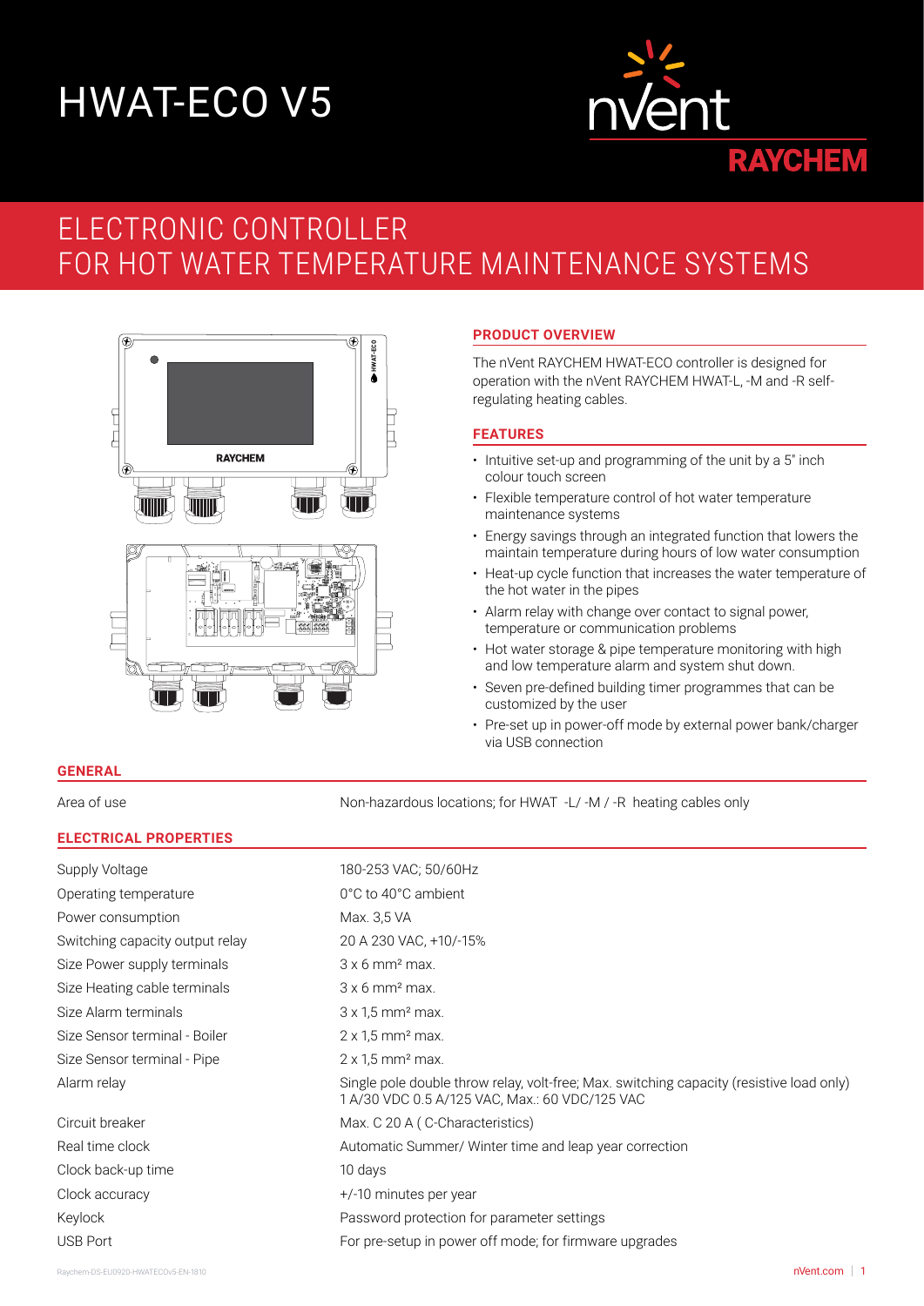# HWAT-ECO V5

nVent RAYCHEM

## ELECTRONIC CONTROLLER FOR HOT WATER TEMPERATURE MAINTENANCE SYSTEMS

### PRODUCT OVERVIEW

The nVent RAYCHEM HWAT-ECO controller is designed for operation with the nVent RAYCHEM HWAT-L, -M and -R self-regulating heating cables.

### FEATURES

- Intuitive set-up and programming of the unit by a 5" inch colour touch screen
- Flexible temperature control of hot water temperature maintenance systems
- Energy savings through an integrated function that lowers the maintain temperature during hours of low water consumption
- Heat-up cycle function that increases the water temperature of the hot water in the pipes
- Alarm relay with change over contact to signal power, temperature or communication problems
- Hot water storage & pipe temperature monitoring with high and low temperature alarm and system shut down.
- Seven pre-defined building timer programmes that can be customized by the user
- Pre-set up in power-off mode by external power bank/charger via USB connection

### GENERAL

| | |
|---|---|
| Area of use | Non-hazardous locations; for HWAT -L/ -M / -R heating cables only |

### ELECTRICAL PROPERTIES

| | |
|---|---|
| Supply Voltage | 180-253 VAC; 50/60Hz |
| Operating temperature | 0°C to 40°C ambient |
| Power consumption | Max. 3,5 VA |
| Switching capacity output relay | 20 A 230 VAC, +10/-15% |
| Size Power supply terminals | 3 x 6 mm² max. |
| Size Heating cable terminals | 3 x 6 mm² max. |
| Size Alarm terminals | 3 x 1,5 mm² max. |
| Size Sensor terminal - Boiler | 2 x 1,5 mm² max. |
| Size Sensor terminal - Pipe | 2 x 1,5 mm² max. |
| Alarm relay | Single pole double throw relay, volt-free; Max. switching capacity (resistive load only) 1 A/30 VDC 0.5 A/125 VAC, Max.: 60 VDC/125 VAC |
| Circuit breaker | Max. C 20 A ( C-Characteristics) |
| Real time clock | Automatic Summer/ Winter time and leap year correction |
| Clock back-up time | 10 days |
| Clock accuracy | +/-10 minutes per year |
| Keylock | Password protection for parameter settings |
| USB Port | For pre-setup in power off mode; for firmware upgrades |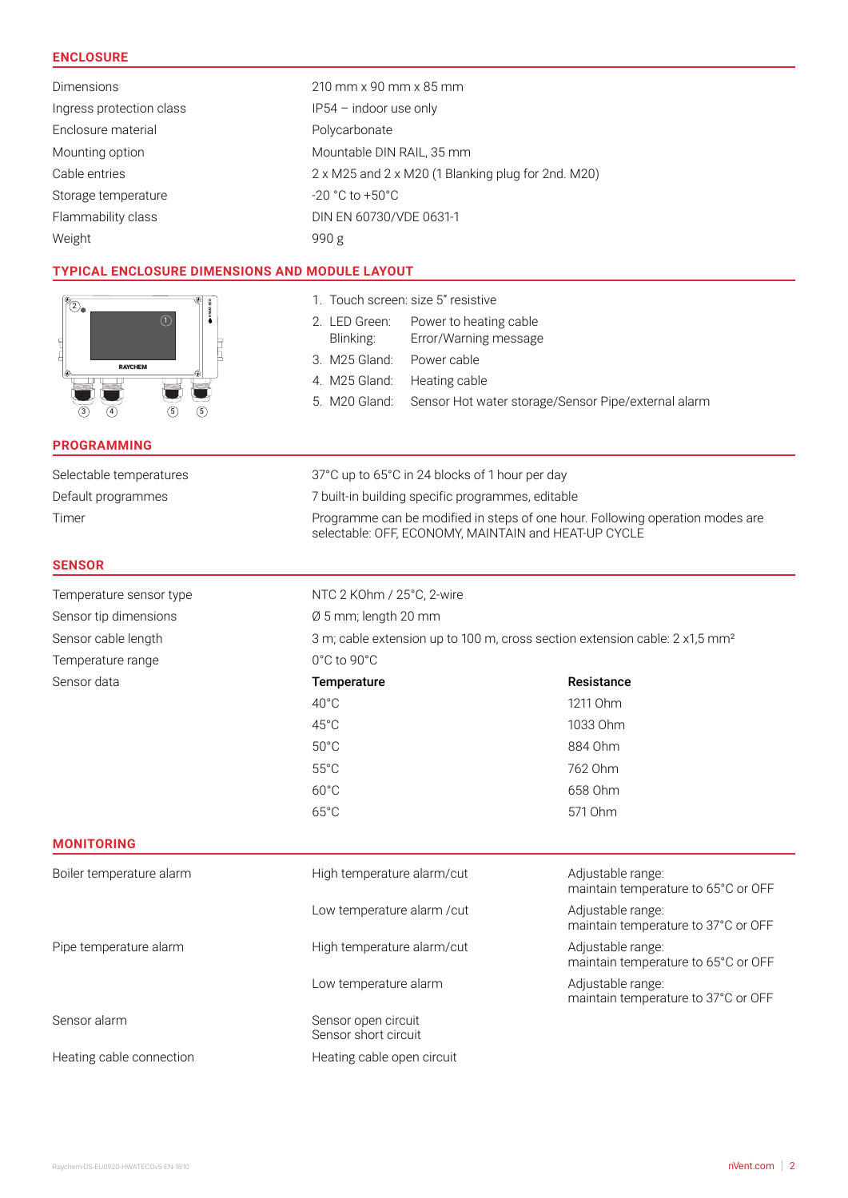## ENCLOSURE

| | |
|---|---|
| Dimensions | 210 mm x 90 mm x 85 mm |
| Ingress protection class | IP54 – indoor use only |
| Enclosure material | Polycarbonate |
| Mounting option | Mountable DIN RAIL, 35 mm |
| Cable entries | 2 x M25 and 2 x M20 (1 Blanking plug for 2nd. M20) |
| Storage temperature | -20 °C to +50°C |
| Flammability class | DIN EN 60730/VDE 0631-1 |
| Weight | 990 g |

## TYPICAL ENCLOSURE DIMENSIONS AND MODULE LAYOUT

1. Touch screen: size 5" resistive
2. LED Green: Power to heating cable
   Blinking: Error/Warning message
3. M25 Gland: Power cable
4. M25 Gland: Heating cable
5. M20 Gland: Sensor Hot water storage/Sensor Pipe/external alarm

## PROGRAMMING

| | |
|---|---|
| Selectable temperatures | 37°C up to 65°C in 24 blocks of 1 hour per day |
| Default programmes | 7 built-in building specific programmes, editable |
| Timer | Programme can be modified in steps of one hour. Following operation modes are selectable: OFF, ECONOMY, MAINTAIN and HEAT-UP CYCLE |

## SENSOR

| | | |
|---|---|---|
| Temperature sensor type | NTC 2 KOhm / 25°C, 2-wire | |
| Sensor tip dimensions | Ø 5 mm; length 20 mm | |
| Sensor cable length | 3 m; cable extension up to 100 m, cross section extension cable: 2 x1,5 mm² | |
| Temperature range | 0°C to 90°C | |
| Sensor data | **Temperature** | **Resistance** |
| | 40°C | 1211 Ohm |
| | 45°C | 1033 Ohm |
| | 50°C | 884 Ohm |
| | 55°C | 762 Ohm |
| | 60°C | 658 Ohm |
| | 65°C | 571 Ohm |

## MONITORING

| | | |
|---|---|---|
| Boiler temperature alarm | High temperature alarm/cut | Adjustable range: maintain temperature to 65°C or OFF |
| | Low temperature alarm /cut | Adjustable range: maintain temperature to 37°C or OFF |
| Pipe temperature alarm | High temperature alarm/cut | Adjustable range: maintain temperature to 65°C or OFF |
| | Low temperature alarm | Adjustable range: maintain temperature to 37°C or OFF |
| Sensor alarm | Sensor open circuit<br>Sensor short circuit | |
| Heating cable connection | Heating cable open circuit | |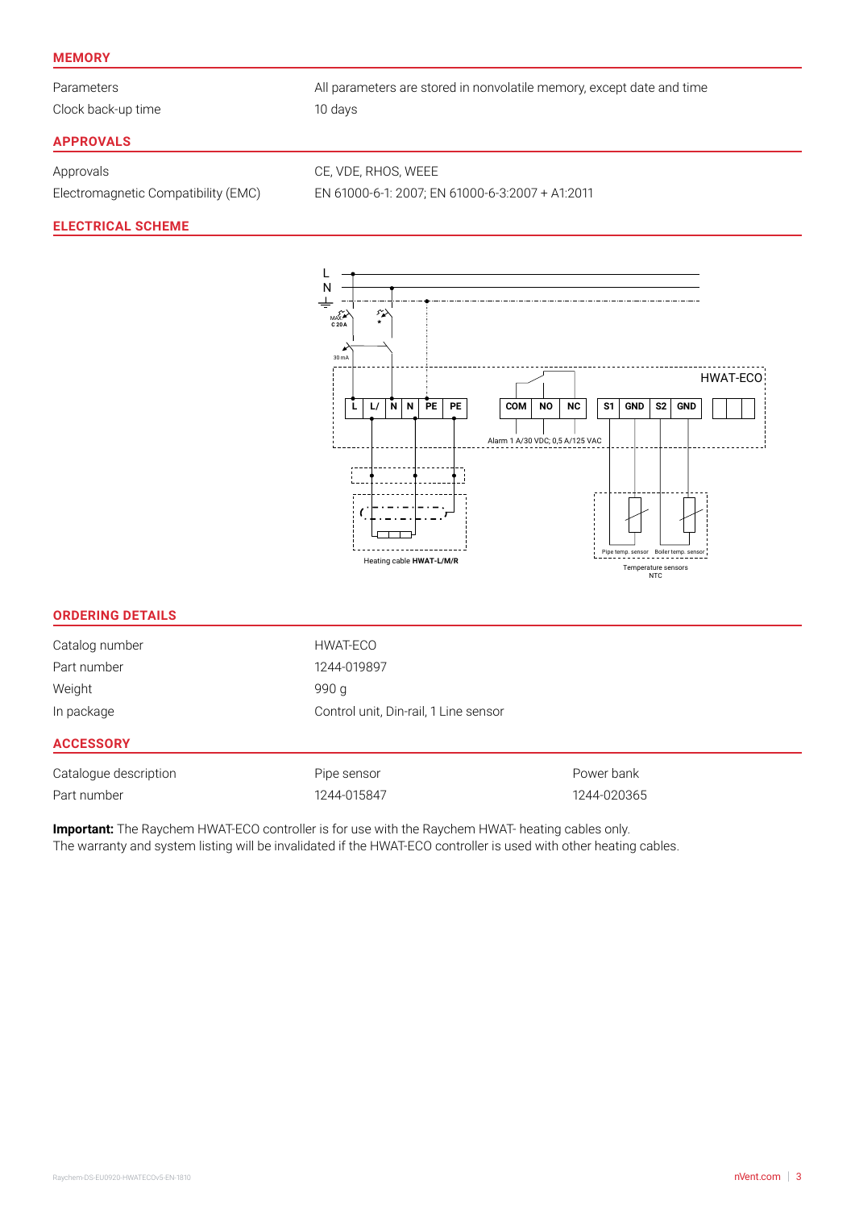## MEMORY

| | |
|---|---|
| Parameters | All parameters are stored in nonvolatile memory, except date and time |
| Clock back-up time | 10 days |

## APPROVALS

| | |
|---|---|
| Approvals | CE, VDE, RHOS, WEEE |
| Electromagnetic Compatibility (EMC) | EN 61000-6-1: 2007; EN 61000-6-3:2007 + A1:2011 |

## ELECTRICAL SCHEME

L
N
MAX C 20A
30 mA
HWAT-ECO
L | L/ | N | N | PE | PE
COM | NO | NC
S1 | GND | S2 | GND
Alarm 1 A/30 VDC; 0,5 A/125 VAC
Heating cable **HWAT-L/M/R**
Pipe temp. sensor
Boiler temp. sensor
Temperature sensors NTC

## ORDERING DETAILS

| | |
|---|---|
| Catalog number | HWAT-ECO |
| Part number | 1244-019897 |
| Weight | 990 g |
| In package | Control unit, Din-rail, 1 Line sensor |

## ACCESSORY

| | | |
|---|---|---|
| Catalogue description | Pipe sensor | Power bank |
| Part number | 1244-015847 | 1244-020365 |

**Important:** The Raychem HWAT-ECO controller is for use with the Raychem HWAT- heating cables only.
The warranty and system listing will be invalidated if the HWAT-ECO controller is used with other heating cables.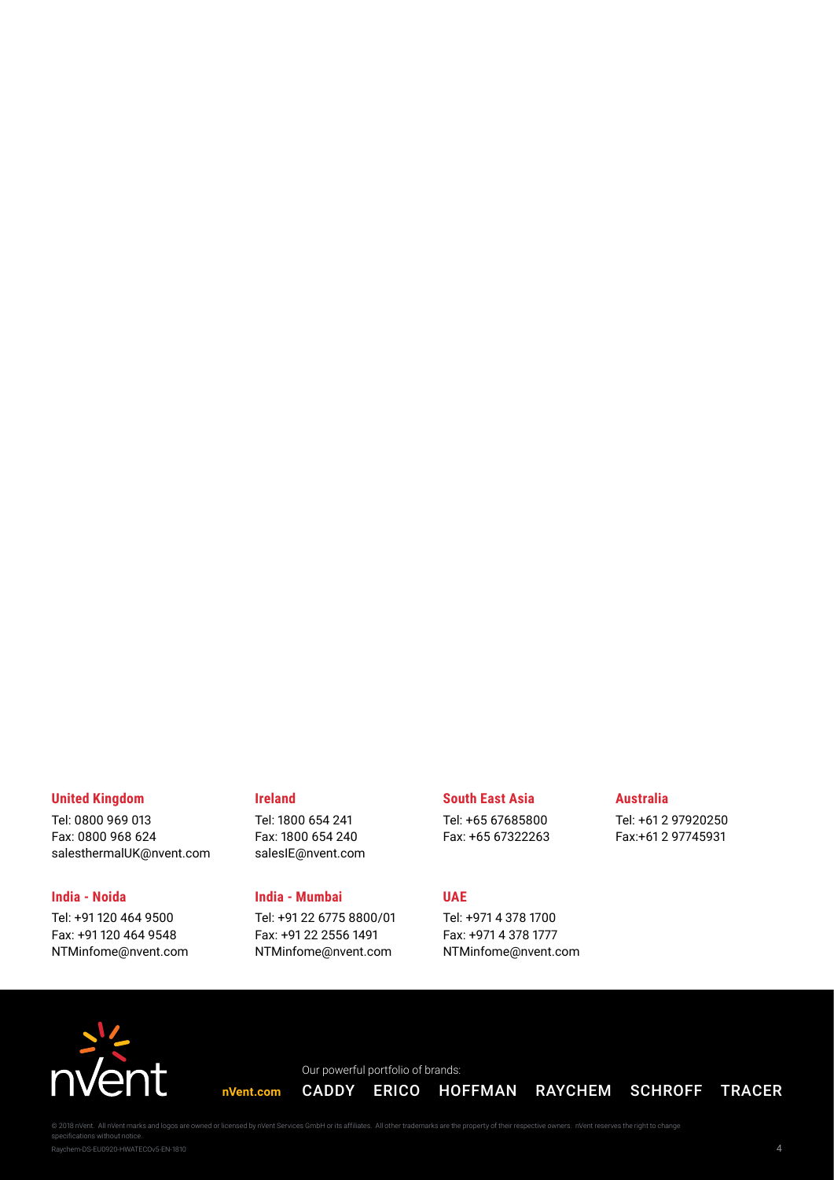**United Kingdom**

Tel: 0800 969 013
Fax: 0800 968 624
salesthermalUK@nvent.com

**Ireland**

Tel: 1800 654 241
Fax: 1800 654 240
salesIE@nvent.com

**South East Asia**

Tel: +65 67685800
Fax: +65 67322263

**Australia**

Tel: +61 2 97920250
Fax:+61 2 97745931

**India - Noida**

Tel: +91 120 464 9500
Fax: +91 120 464 9548
NTMinfome@nvent.com

**India - Mumbai**

Tel: +91 22 6775 8800/01
Fax: +91 22 2556 1491
NTMinfome@nvent.com

**UAE**

Tel: +971 4 378 1700
Fax: +971 4 378 1777
NTMinfome@nvent.com

nVent

Our powerful portfolio of brands:

**nVent.com** CADDY ERICO HOFFMAN RAYCHEM SCHROFF TRACER

© 2018 nVent. All nVent marks and logos are owned or licensed by nVent Services GmbH or its affiliates. All other trademarks are the property of their respective owners. nVent reserves the right to change specifications without notice.

Raychem-DS-EU0920-HWATECOv5-EN-1810